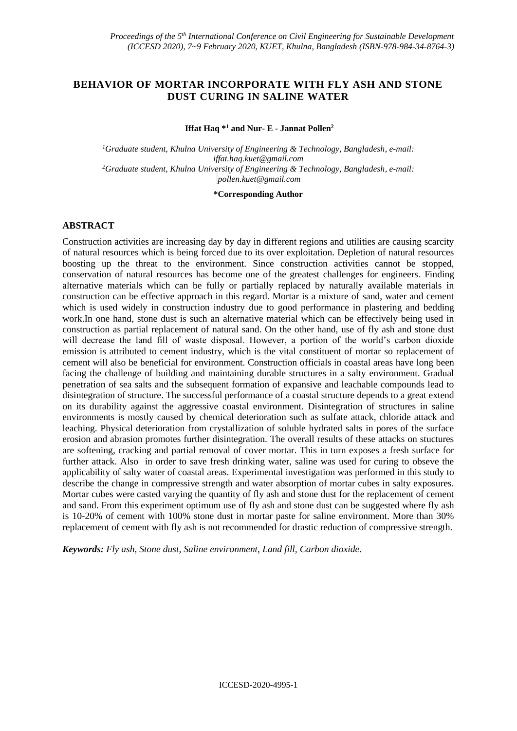# BEHAVIOR OF MORTAR INCORPORATE WITH FLY ASH AND STONE DUST CURING IN SALINE WATER

**Iffat Haq \*[1] and Nur- E - Jannat Pollen[2]**

*[1]Graduate student, Khulna University of Engineering & Technology, Bangladesh, e-mail: iffat.haq.kuet@gmail.com*
*[2]Graduate student, Khulna University of Engineering & Technology, Bangladesh, e-mail: pollen.kuet@gmail.com*

**\*Corresponding Author**

## ABSTRACT

Construction activities are increasing day by day in different regions and utilities are causing scarcity of natural resources which is being forced due to its over exploitation. Depletion of natural resources boosting up the threat to the environment. Since construction activities cannot be stopped, conservation of natural resources has become one of the greatest challenges for engineers. Finding alternative materials which can be fully or partially replaced by naturally available materials in construction can be effective approach in this regard. Mortar is a mixture of sand, water and cement which is used widely in construction industry due to good performance in plastering and bedding work.In one hand, stone dust is such an alternative material which can be effectively being used in construction as partial replacement of natural sand. On the other hand, use of fly ash and stone dust will decrease the land fill of waste disposal. However, a portion of the world's carbon dioxide emission is attributed to cement industry, which is the vital constituent of mortar so replacement of cement will also be beneficial for environment. Construction officials in coastal areas have long been facing the challenge of building and maintaining durable structures in a salty environment. Gradual penetration of sea salts and the subsequent formation of expansive and leachable compounds lead to disintegration of structure. The successful performance of a coastal structure depends to a great extend on its durability against the aggressive coastal environment. Disintegration of structures in saline environments is mostly caused by chemical deterioration such as sulfate attack, chloride attack and leaching. Physical deterioration from crystallization of soluble hydrated salts in pores of the surface erosion and abrasion promotes further disintegration. The overall results of these attacks on stuctures are softening, cracking and partial removal of cover mortar. This in turn exposes a fresh surface for further attack. Also in order to save fresh drinking water, saline was used for curing to obseve the applicability of salty water of coastal areas. Experimental investigation was performed in this study to describe the change in compressive strength and water absorption of mortar cubes in salty exposures. Mortar cubes were casted varying the quantity of fly ash and stone dust for the replacement of cement and sand. From this experiment optimum use of fly ash and stone dust can be suggested where fly ash is 10-20% of cement with 100% stone dust in mortar paste for saline environment. More than 30% replacement of cement with fly ash is not recommended for drastic reduction of compressive strength.

***Keywords:*** *Fly ash, Stone dust, Saline environment, Land fill, Carbon dioxide.*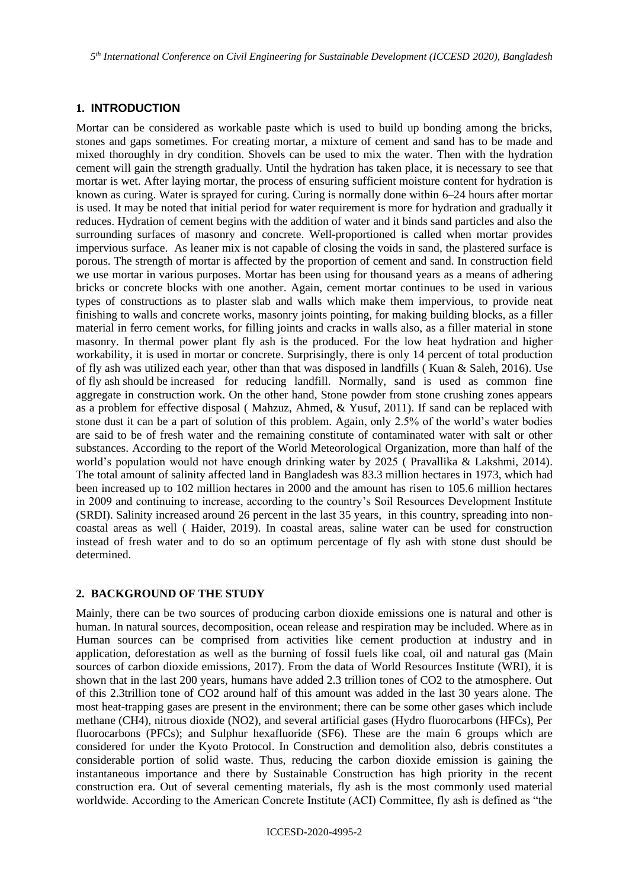## 1. INTRODUCTION

Mortar can be considered as workable paste which is used to build up bonding among the bricks, stones and gaps sometimes. For creating mortar, a mixture of cement and sand has to be made and mixed thoroughly in dry condition. Shovels can be used to mix the water. Then with the hydration cement will gain the strength gradually. Until the hydration has taken place, it is necessary to see that mortar is wet. After laying mortar, the process of ensuring sufficient moisture content for hydration is known as curing. Water is sprayed for curing. Curing is normally done within 6–24 hours after mortar is used. It may be noted that initial period for water requirement is more for hydration and gradually it reduces. Hydration of cement begins with the addition of water and it binds sand particles and also the surrounding surfaces of masonry and concrete. Well-proportioned is called when mortar provides impervious surface. As leaner mix is not capable of closing the voids in sand, the plastered surface is porous. The strength of mortar is affected by the proportion of cement and sand. In construction field we use mortar in various purposes. Mortar has been using for thousand years as a means of adhering bricks or concrete blocks with one another. Again, cement mortar continues to be used in various types of constructions as to plaster slab and walls which make them impervious, to provide neat finishing to walls and concrete works, masonry joints pointing, for making building blocks, as a filler material in ferro cement works, for filling joints and cracks in walls also, as a filler material in stone masonry. In thermal power plant fly ash is the produced. For the low heat hydration and higher workability, it is used in mortar or concrete. Surprisingly, there is only 14 percent of total production of fly ash was utilized each year, other than that was disposed in landfills ( Kuan & Saleh, 2016). Use of fly ash should be increased for reducing landfill. Normally, sand is used as common fine aggregate in construction work. On the other hand, Stone powder from stone crushing zones appears as a problem for effective disposal ( Mahzuz, Ahmed, & Yusuf, 2011). If sand can be replaced with stone dust it can be a part of solution of this problem. Again, only 2.5% of the world's water bodies are said to be of fresh water and the remaining constitute of contaminated water with salt or other substances. According to the report of the World Meteorological Organization, more than half of the world's population would not have enough drinking water by 2025 ( Pravallika & Lakshmi, 2014). The total amount of salinity affected land in Bangladesh was 83.3 million hectares in 1973, which had been increased up to 102 million hectares in 2000 and the amount has risen to 105.6 million hectares in 2009 and continuing to increase, according to the country's Soil Resources Development Institute (SRDI). Salinity increased around 26 percent in the last 35 years, in this country, spreading into non-coastal areas as well ( Haider, 2019). In coastal areas, saline water can be used for construction instead of fresh water and to do so an optimum percentage of fly ash with stone dust should be determined.

## 2. BACKGROUND OF THE STUDY

Mainly, there can be two sources of producing carbon dioxide emissions one is natural and other is human. In natural sources, decomposition, ocean release and respiration may be included. Where as in Human sources can be comprised from activities like cement production at industry and in application, deforestation as well as the burning of fossil fuels like coal, oil and natural gas (Main sources of carbon dioxide emissions, 2017). From the data of World Resources Institute (WRI), it is shown that in the last 200 years, humans have added 2.3 trillion tones of $CO_2$ to the atmosphere. Out of this 2.3trillion tone of $CO_2$ around half of this amount was added in the last 30 years alone. The most heat-trapping gases are present in the environment; there can be some other gases which include methane ($CH_4$), nitrous dioxide ($NO_2$), and several artificial gases (Hydro fluorocarbons (HFCs), Per fluorocarbons (PFCs); and Sulphur hexafluoride ($SF_6$). These are the main 6 groups which are considered for under the Kyoto Protocol. In Construction and demolition also, debris constitutes a considerable portion of solid waste. Thus, reducing the carbon dioxide emission is gaining the instantaneous importance and there by Sustainable Construction has high priority in the recent construction era. Out of several cementing materials, fly ash is the most commonly used material worldwide. According to the American Concrete Institute (ACI) Committee, fly ash is defined as "the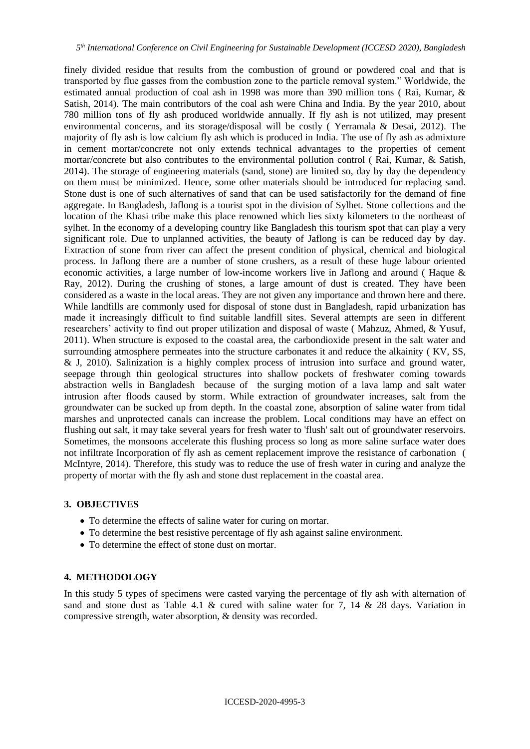finely divided residue that results from the combustion of ground or powdered coal and that is transported by flue gasses from the combustion zone to the particle removal system." Worldwide, the estimated annual production of coal ash in 1998 was more than 390 million tons ( Rai, Kumar, & Satish, 2014). The main contributors of the coal ash were China and India. By the year 2010, about 780 million tons of fly ash produced worldwide annually. If fly ash is not utilized, may present environmental concerns, and its storage/disposal will be costly ( Yerramala & Desai, 2012). The majority of fly ash is low calcium fly ash which is produced in India. The use of fly ash as admixture in cement mortar/concrete not only extends technical advantages to the properties of cement mortar/concrete but also contributes to the environmental pollution control ( Rai, Kumar, & Satish, 2014). The storage of engineering materials (sand, stone) are limited so, day by day the dependency on them must be minimized. Hence, some other materials should be introduced for replacing sand. Stone dust is one of such alternatives of sand that can be used satisfactorily for the demand of fine aggregate. In Bangladesh, Jaflong is a tourist spot in the division of Sylhet. Stone collections and the location of the Khasi tribe make this place renowned which lies sixty kilometers to the northeast of sylhet. In the economy of a developing country like Bangladesh this tourism spot that can play a very significant role. Due to unplanned activities, the beauty of Jaflong is can be reduced day by day. Extraction of stone from river can affect the present condition of physical, chemical and biological process. In Jaflong there are a number of stone crushers, as a result of these huge labour oriented economic activities, a large number of low-income workers live in Jaflong and around ( Haque & Ray, 2012). During the crushing of stones, a large amount of dust is created. They have been considered as a waste in the local areas. They are not given any importance and thrown here and there. While landfills are commonly used for disposal of stone dust in Bangladesh, rapid urbanization has made it increasingly difficult to find suitable landfill sites. Several attempts are seen in different researchers' activity to find out proper utilization and disposal of waste ( Mahzuz, Ahmed, & Yusuf, 2011). When structure is exposed to the coastal area, the carbondioxide present in the salt water and surrounding atmosphere permeates into the structure carbonates it and reduce the alkainity ( KV, SS, & J, 2010). Salinization is a highly complex process of intrusion into surface and ground water, seepage through thin geological structures into shallow pockets of freshwater coming towards abstraction wells in Bangladesh because of the surging motion of a lava lamp and salt water intrusion after floods caused by storm. While extraction of groundwater increases, salt from the groundwater can be sucked up from depth. In the coastal zone, absorption of saline water from tidal marshes and unprotected canals can increase the problem. Local conditions may have an effect on flushing out salt, it may take several years for fresh water to 'flush' salt out of groundwater reservoirs. Sometimes, the monsoons accelerate this flushing process so long as more saline surface water does not infiltrate Incorporation of fly ash as cement replacement improve the resistance of carbonation ( McIntyre, 2014). Therefore, this study was to reduce the use of fresh water in curing and analyze the property of mortar with the fly ash and stone dust replacement in the coastal area.

## 3. OBJECTIVES

- To determine the effects of saline water for curing on mortar.
- To determine the best resistive percentage of fly ash against saline environment.
- To determine the effect of stone dust on mortar.

## 4. METHODOLOGY

In this study 5 types of specimens were casted varying the percentage of fly ash with alternation of sand and stone dust as Table 4.1 & cured with saline water for 7, 14 & 28 days. Variation in compressive strength, water absorption, & density was recorded.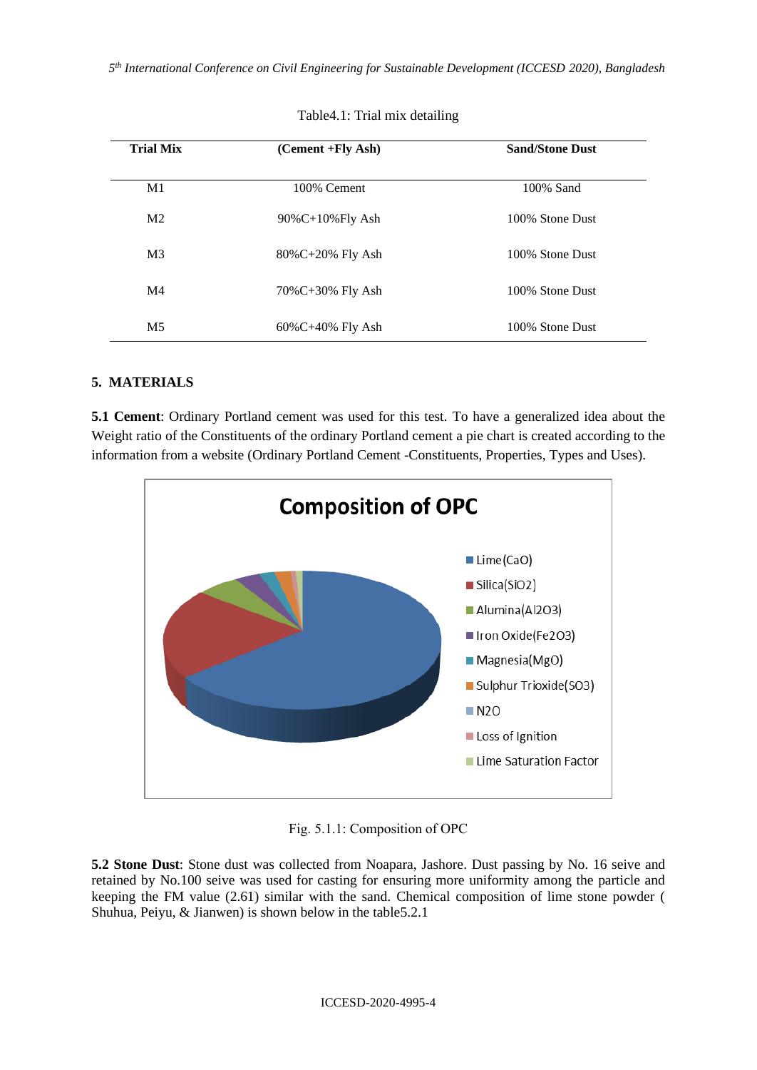Table4.1: Trial mix detailing

| Trial Mix | (Cement +Fly Ash) | Sand/Stone Dust |
|---|---|---|
| M1 | 100% Cement | 100% Sand |
| M2 | 90%C+10%Fly Ash | 100% Stone Dust |
| M3 | 80%C+20% Fly Ash | 100% Stone Dust |
| M4 | 70%C+30% Fly Ash | 100% Stone Dust |
| M5 | 60%C+40% Fly Ash | 100% Stone Dust |

## 5. MATERIALS

**5.1 Cement**: Ordinary Portland cement was used for this test. To have a generalized idea about the Weight ratio of the Constituents of the ordinary Portland cement a pie chart is created according to the information from a website (Ordinary Portland Cement -Constituents, Properties, Types and Uses).

Fig. 5.1.1: Composition of OPC

**5.2 Stone Dust**: Stone dust was collected from Noapara, Jashore. Dust passing by No. 16 seive and retained by No.100 seive was used for casting for ensuring more uniformity among the particle and keeping the FM value (2.61) similar with the sand. Chemical composition of lime stone powder ( Shuhua, Peiyu, & Jianwen) is shown below in the table5.2.1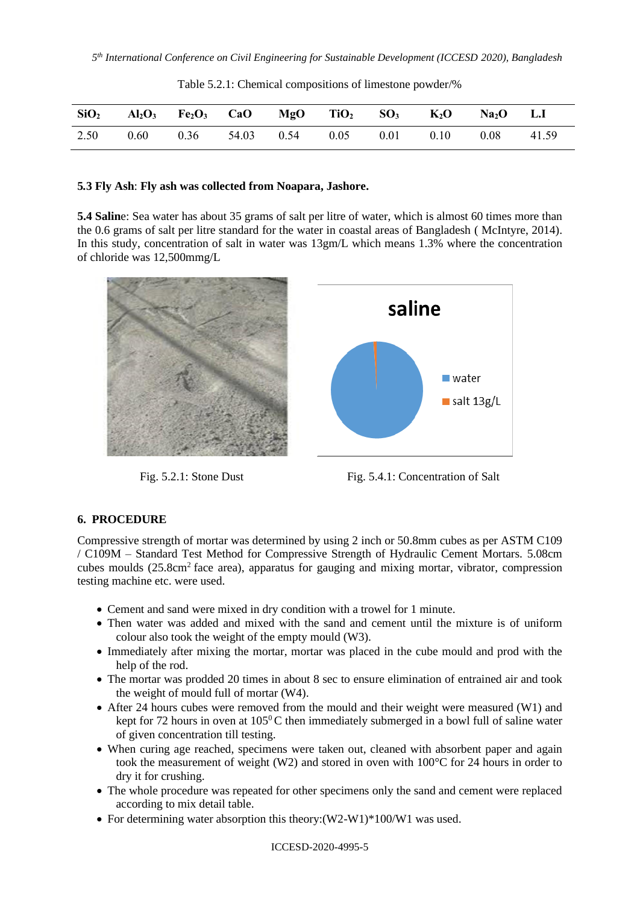Table 5.2.1: Chemical compositions of limestone powder/%

| $SiO_2$ | $Al_2O_3$ | $Fe_2O_3$ | CaO | MgO | $TiO_2$ | $SO_3$ | $K_2O$ | $Na_2O$ | L.I |
|---|---|---|---|---|---|---|---|---|---|
| 2.50 | 0.60 | 0.36 | 54.03 | 0.54 | 0.05 | 0.01 | 0.10 | 0.08 | 41.59 |

**5.3 Fly Ash**: **Fly ash was collected from Noapara, Jashore.**

**5.4 Saline**: Sea water has about 35 grams of salt per litre of water, which is almost 60 times more than the 0.6 grams of salt per litre standard for the water in coastal areas of Bangladesh ( McIntyre, 2014). In this study, concentration of salt in water was 13gm/L which means 1.3% where the concentration of chloride was 12,500mmg/L

Fig. 5.2.1: Stone Dust

Fig. 5.4.1: Concentration of Salt

## 6. PROCEDURE

Compressive strength of mortar was determined by using 2 inch or 50.8mm cubes as per ASTM C109 / C109M – Standard Test Method for Compressive Strength of Hydraulic Cement Mortars. 5.08cm cubes moulds (25.8cm$^2$ face area), apparatus for gauging and mixing mortar, vibrator, compression testing machine etc. were used.

- Cement and sand were mixed in dry condition with a trowel for 1 minute.
- Then water was added and mixed with the sand and cement until the mixture is of uniform colour also took the weight of the empty mould (W3).
- Immediately after mixing the mortar, mortar was placed in the cube mould and prod with the help of the rod.
- The mortar was prodded 20 times in about 8 sec to ensure elimination of entrained air and took the weight of mould full of mortar (W4).
- After 24 hours cubes were removed from the mould and their weight were measured (W1) and kept for 72 hours in oven at 105$^0$ C then immediately submerged in a bowl full of saline water of given concentration till testing.
- When curing age reached, specimens were taken out, cleaned with absorbent paper and again took the measurement of weight (W2) and stored in oven with 100°C for 24 hours in order to dry it for crushing.
- The whole procedure was repeated for other specimens only the sand and cement were replaced according to mix detail table.
- For determining water absorption this theory:(W2-W1)*100/W1 was used.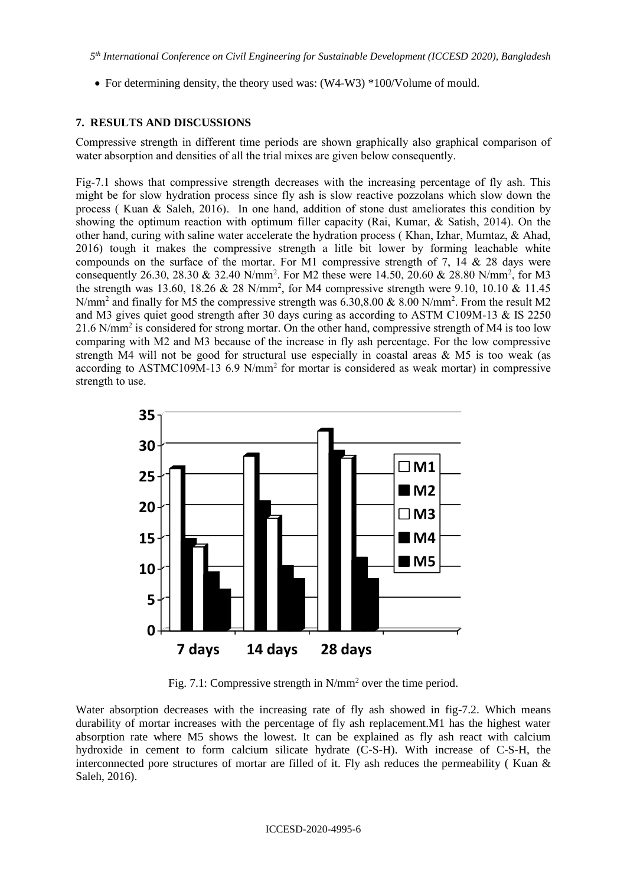- For determining density, the theory used was: (W4-W3) *100/Volume of mould.

## 7. RESULTS AND DISCUSSIONS

Compressive strength in different time periods are shown graphically also graphical comparison of water absorption and densities of all the trial mixes are given below consequently.

Fig-7.1 shows that compressive strength decreases with the increasing percentage of fly ash. This might be for slow hydration process since fly ash is slow reactive pozzolans which slow down the process ( Kuan & Saleh, 2016). In one hand, addition of stone dust ameliorates this condition by showing the optimum reaction with optimum filler capacity (Rai, Kumar, & Satish, 2014). On the other hand, curing with saline water accelerate the hydration process ( Khan, Izhar, Mumtaz, & Ahad, 2016) tough it makes the compressive strength a litle bit lower by forming leachable white compounds on the surface of the mortar. For M1 compressive strength of 7, 14 & 28 days were consequently 26.30, 28.30 & 32.40 N/mm$^2$. For M2 these were 14.50, 20.60 & 28.80 N/mm$^2$, for M3 the strength was 13.60, 18.26 & 28 N/mm$^2$, for M4 compressive strength were 9.10, 10.10 & 11.45 N/mm$^2$ and finally for M5 the compressive strength was 6.30,8.00 & 8.00 N/mm$^2$. From the result M2 and M3 gives quiet good strength after 30 days curing as according to ASTM C109M-13 & IS 2250 21.6 N/mm$^2$ is considered for strong mortar. On the other hand, compressive strength of M4 is too low comparing with M2 and M3 because of the increase in fly ash percentage. For the low compressive strength M4 will not be good for structural use especially in coastal areas & M5 is too weak (as according to ASTMC109M-13 6.9 N/mm$^2$ for mortar is considered as weak mortar) in compressive strength to use.

Fig. 7.1: Compressive strength in N/mm$^2$ over the time period.

Water absorption decreases with the increasing rate of fly ash showed in fig-7.2. Which means durability of mortar increases with the percentage of fly ash replacement.M1 has the highest water absorption rate where M5 shows the lowest. It can be explained as fly ash react with calcium hydroxide in cement to form calcium silicate hydrate (C-S-H). With increase of C-S-H, the interconnected pore structures of mortar are filled of it. Fly ash reduces the permeability ( Kuan & Saleh, 2016).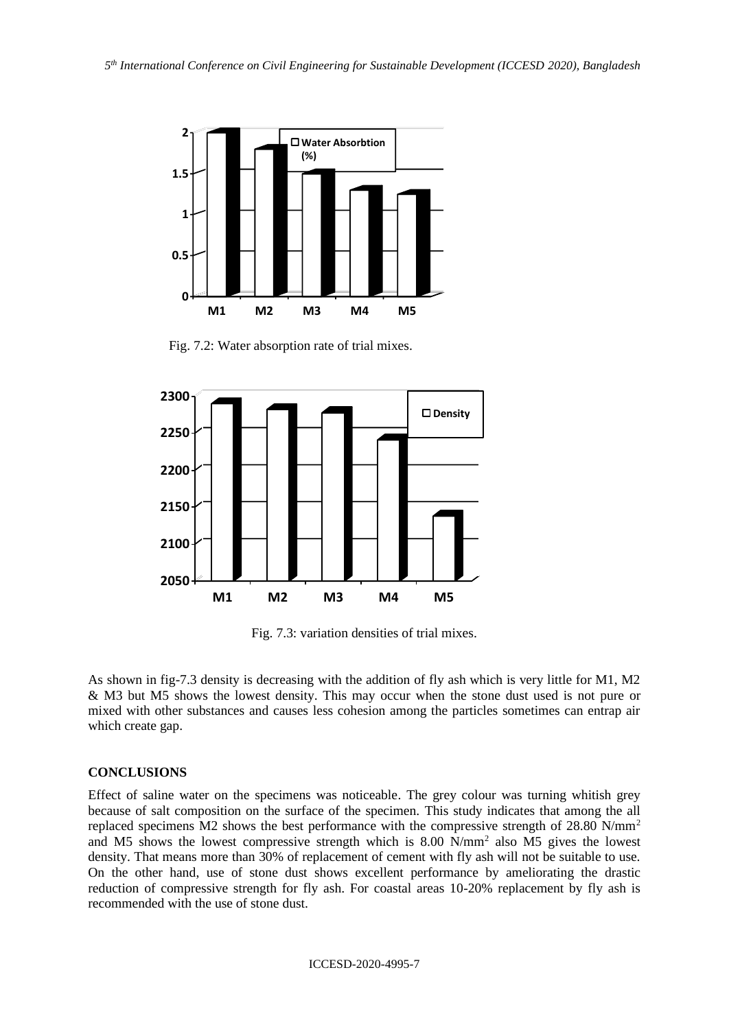Fig. 7.2: Water absorption rate of trial mixes.

Fig. 7.3: variation densities of trial mixes.

As shown in fig-7.3 density is decreasing with the addition of fly ash which is very little for M1, M2 & M3 but M5 shows the lowest density. This may occur when the stone dust used is not pure or mixed with other substances and causes less cohesion among the particles sometimes can entrap air which create gap.

## CONCLUSIONS

Effect of saline water on the specimens was noticeable. The grey colour was turning whitish grey because of salt composition on the surface of the specimen. This study indicates that among the all replaced specimens M2 shows the best performance with the compressive strength of 28.80 $N/mm^2$ and M5 shows the lowest compressive strength which is 8.00 $N/mm^2$ also M5 gives the lowest density. That means more than 30% of replacement of cement with fly ash will not be suitable to use. On the other hand, use of stone dust shows excellent performance by ameliorating the drastic reduction of compressive strength for fly ash. For coastal areas 10-20% replacement by fly ash is recommended with the use of stone dust.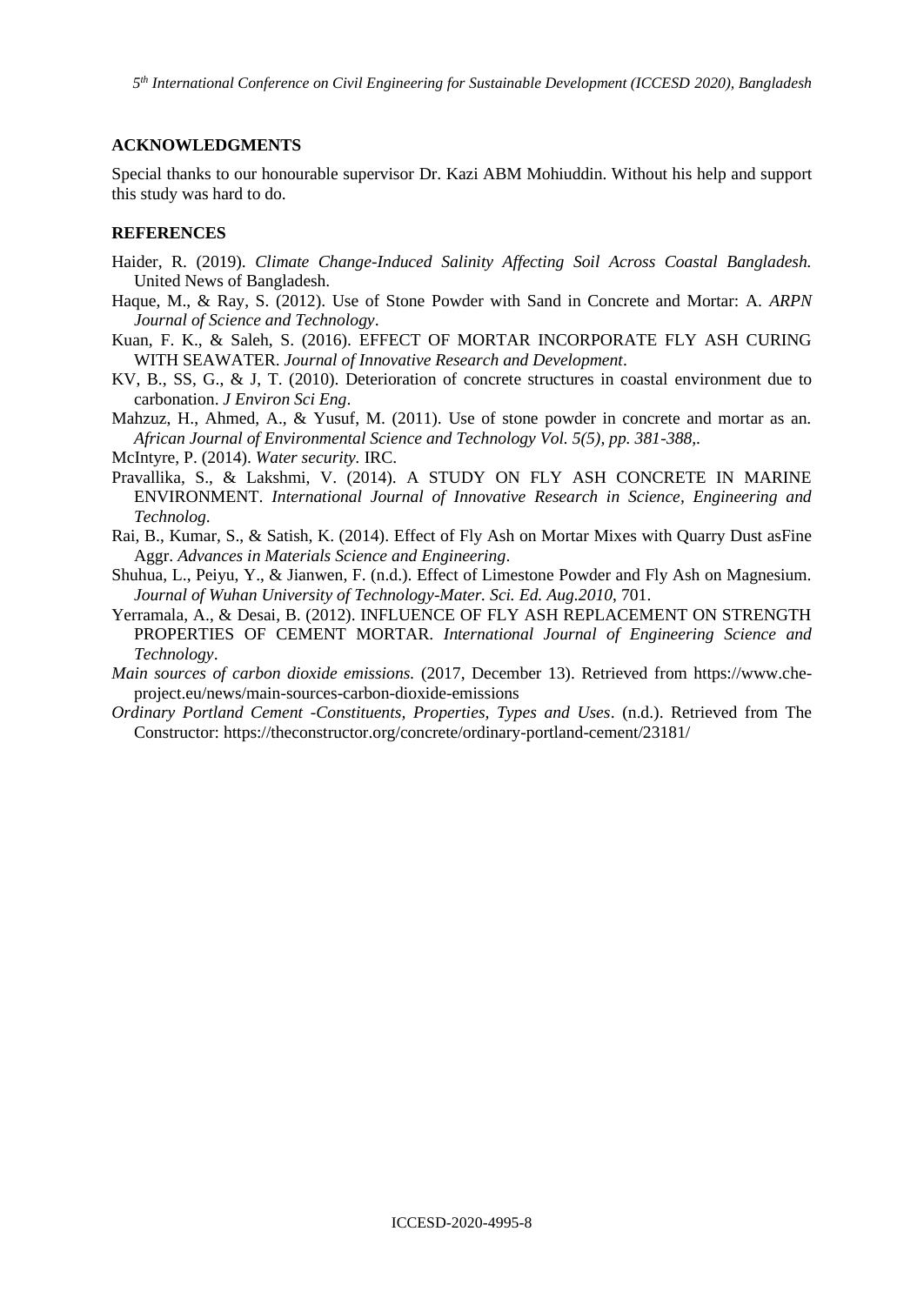## ACKNOWLEDGMENTS

Special thanks to our honourable supervisor Dr. Kazi ABM Mohiuddin. Without his help and support this study was hard to do.

## REFERENCES

Haider, R. (2019). *Climate Change-Induced Salinity Affecting Soil Across Coastal Bangladesh.* United News of Bangladesh.

Haque, M., & Ray, S. (2012). Use of Stone Powder with Sand in Concrete and Mortar: A. *ARPN Journal of Science and Technology*.

Kuan, F. K., & Saleh, S. (2016). EFFECT OF MORTAR INCORPORATE FLY ASH CURING WITH SEAWATER. *Journal of Innovative Research and Development*.

KV, B., SS, G., & J, T. (2010). Deterioration of concrete structures in coastal environment due to carbonation. *J Environ Sci Eng*.

Mahzuz, H., Ahmed, A., & Yusuf, M. (2011). Use of stone powder in concrete and mortar as an. *African Journal of Environmental Science and Technology Vol. 5(5), pp. 381-388,*.

McIntyre, P. (2014). *Water security.* IRC.

Pravallika, S., & Lakshmi, V. (2014). A STUDY ON FLY ASH CONCRETE IN MARINE ENVIRONMENT. *International Journal of Innovative Research in Science, Engineering and Technolog*.

Rai, B., Kumar, S., & Satish, K. (2014). Effect of Fly Ash on Mortar Mixes with Quarry Dust asFine Aggr. *Advances in Materials Science and Engineering*.

Shuhua, L., Peiyu, Y., & Jianwen, F. (n.d.). Effect of Limestone Powder and Fly Ash on Magnesium. *Journal of Wuhan University of Technology-Mater. Sci. Ed. Aug.2010*, 701.

Yerramala, A., & Desai, B. (2012). INFLUENCE OF FLY ASH REPLACEMENT ON STRENGTH PROPERTIES OF CEMENT MORTAR. *International Journal of Engineering Science and Technology*.

*Main sources of carbon dioxide emissions.* (2017, December 13). Retrieved from https://www.che-project.eu/news/main-sources-carbon-dioxide-emissions

*Ordinary Portland Cement -Constituents, Properties, Types and Uses*. (n.d.). Retrieved from The Constructor: https://theconstructor.org/concrete/ordinary-portland-cement/23181/